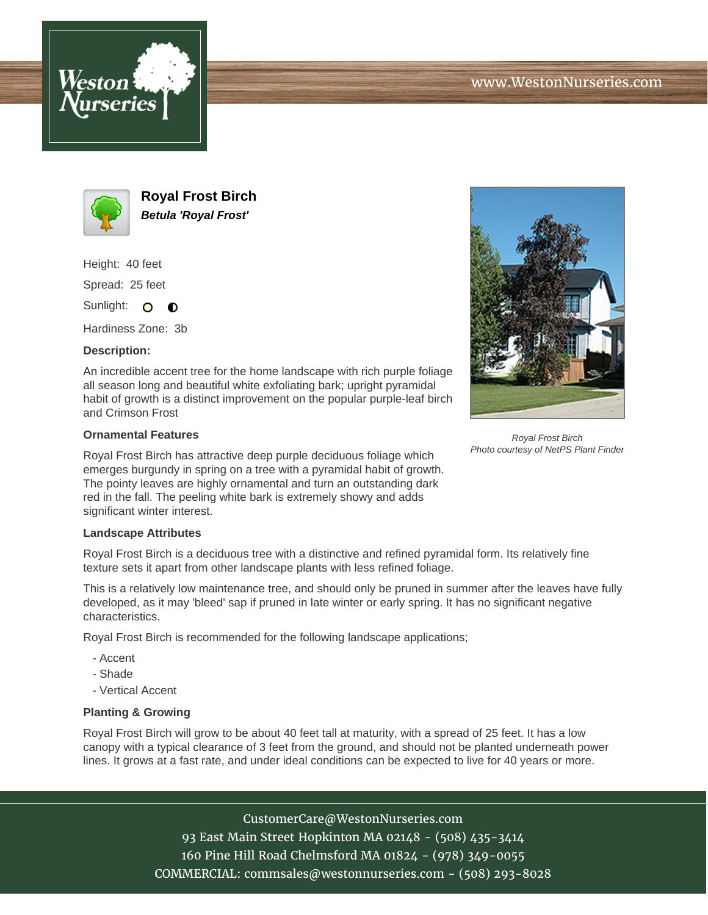# Royal Frost Birch

***Betula 'Royal Frost'***

Height: 40 feet

Spread: 25 feet

Sunlight: ○ ◐

Hardiness Zone: 3b

**Description:**

An incredible accent tree for the home landscape with rich purple foliage all season long and beautiful white exfoliating bark; upright pyramidal habit of growth is a distinct improvement on the popular purple-leaf birch and Crimson Frost

*Royal Frost Birch*
*Photo courtesy of NetPS Plant Finder*

### Ornamental Features

Royal Frost Birch has attractive deep purple deciduous foliage which emerges burgundy in spring on a tree with a pyramidal habit of growth. The pointy leaves are highly ornamental and turn an outstanding dark red in the fall. The peeling white bark is extremely showy and adds significant winter interest.

### Landscape Attributes

Royal Frost Birch is a deciduous tree with a distinctive and refined pyramidal form. Its relatively fine texture sets it apart from other landscape plants with less refined foliage.

This is a relatively low maintenance tree, and should only be pruned in summer after the leaves have fully developed, as it may 'bleed' sap if pruned in late winter or early spring. It has no significant negative characteristics.

Royal Frost Birch is recommended for the following landscape applications;

- Accent
- Shade
- Vertical Accent

### Planting & Growing

Royal Frost Birch will grow to be about 40 feet tall at maturity, with a spread of 25 feet. It has a low canopy with a typical clearance of 3 feet from the ground, and should not be planted underneath power lines. It grows at a fast rate, and under ideal conditions can be expected to live for 40 years or more.

CustomerCare@WestonNurseries.com
93 East Main Street Hopkinton MA 02148 - (508) 435-3414
160 Pine Hill Road Chelmsford MA 01824 - (978) 349-0055
COMMERCIAL: commsales@westonnurseries.com - (508) 293-8028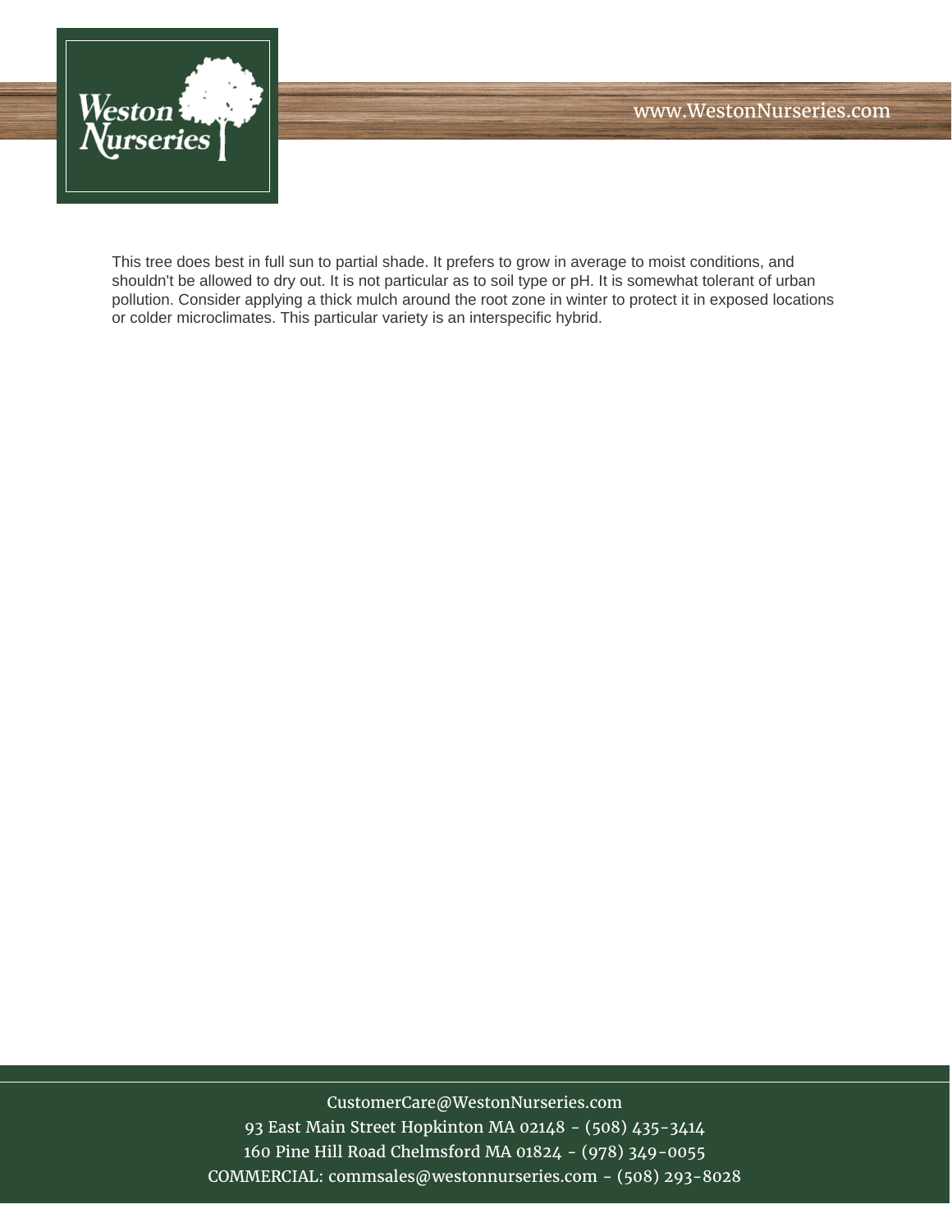This tree does best in full sun to partial shade. It prefers to grow in average to moist conditions, and shouldn't be allowed to dry out. It is not particular as to soil type or pH. It is somewhat tolerant of urban pollution. Consider applying a thick mulch around the root zone in winter to protect it in exposed locations or colder microclimates. This particular variety is an interspecific hybrid.